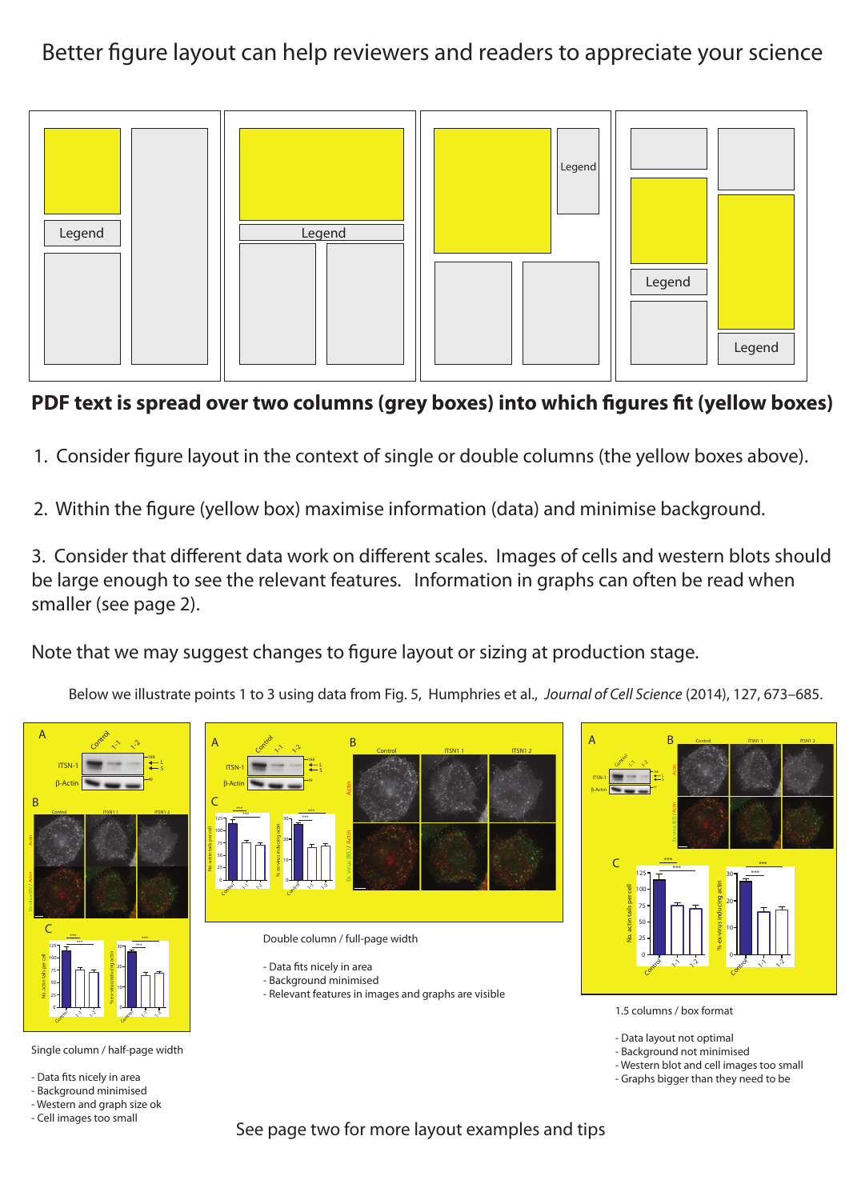# Better figure layout can help reviewers and readers to appreciate your science

**PDF text is spread over two columns (grey boxes) into which figures fit (yellow boxes)**

1. Consider figure layout in the context of single or double columns (the yellow boxes above).

2. Within the figure (yellow box) maximise information (data) and minimise background.

3. Consider that different data work on different scales. Images of cells and western blots should be large enough to see the relevant features. Information in graphs can often be read when smaller (see page 2).

Note that we may suggest changes to figure layout or sizing at production stage.

Below we illustrate points 1 to 3 using data from Fig. 5, Humphries et al., *Journal of Cell Science* (2014), 127, 673–685.

Single column / half-page width

- Data fits nicely in area
- Background minimised
- Western and graph size ok
- Cell images too small

Double column / full-page width

- Data fits nicely in area
- Background minimised
- Relevant features in images and graphs are visible

1.5 columns / box format

- Data layout not optimal
- Background not minimised
- Western blot and cell images too small
- Graphs bigger than they need to be

See page two for more layout examples and tips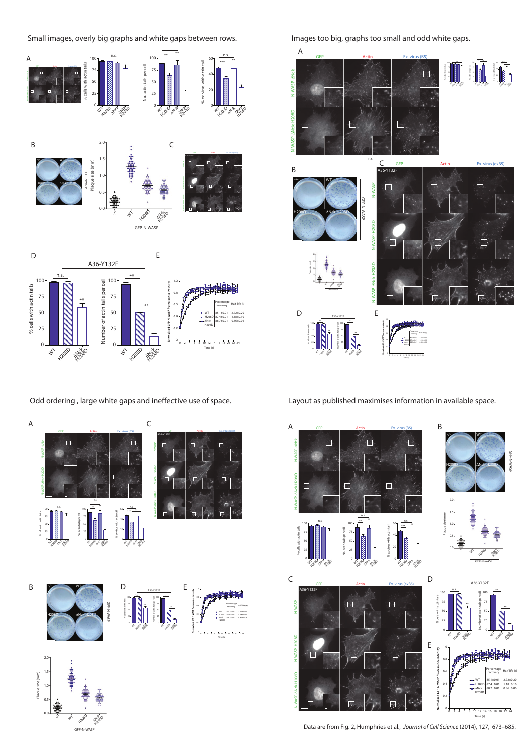Small images, overly big graphs and white gaps between rows.

Images too big, graphs too small and odd white gaps.

Odd ordering , large white gaps and ineffective use of space.

Layout as published maximises information in available space.

Data are from Fig. 2, Humphries et al., *Journal of Cell Science* (2014), 127, 673–685.